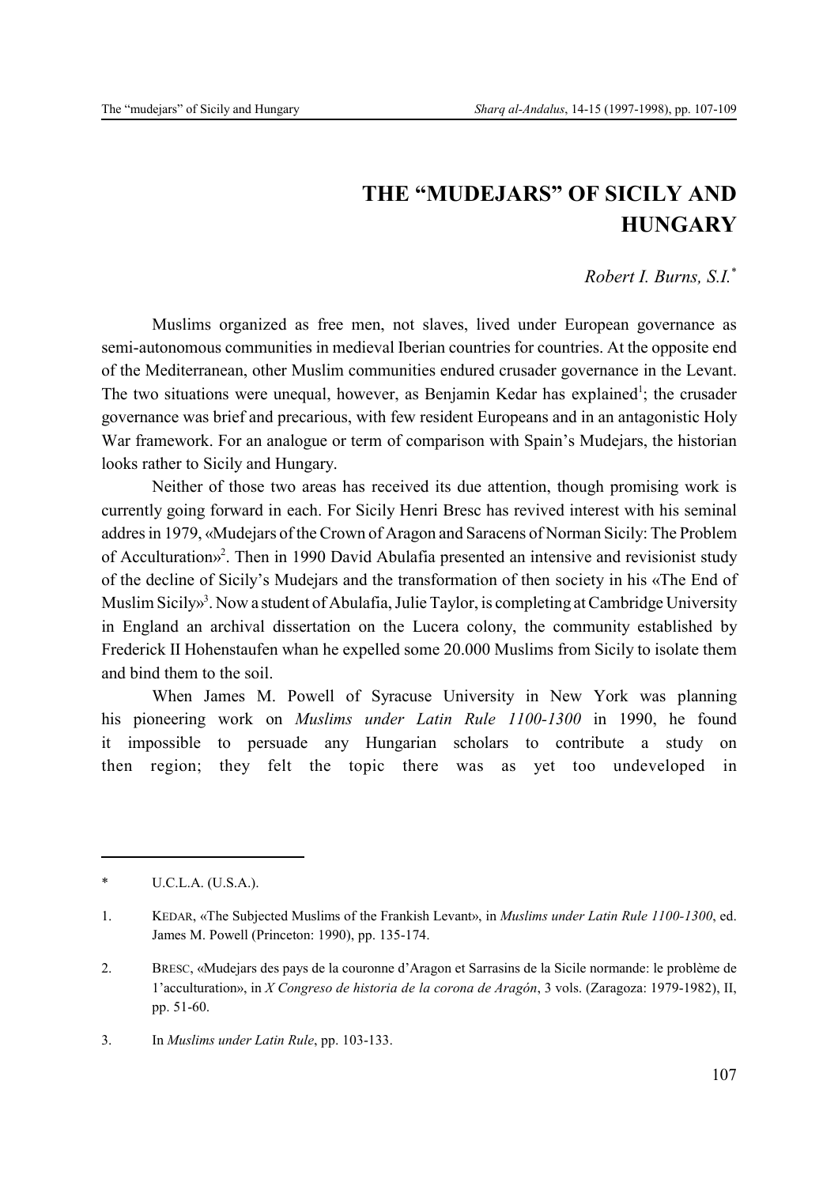# THE "MUDEJARS" OF SICILY AND HUNGARY

*Robert I. Burns, S.I.*[*]

Muslims organized as free men, not slaves, lived under European governance as semi-autonomous communities in medieval Iberian countries for countries. At the opposite end of the Mediterranean, other Muslim communities endured crusader governance in the Levant. The two situations were unequal, however, as Benjamin Kedar has explained[1]; the crusader governance was brief and precarious, with few resident Europeans and in an antagonistic Holy War framework. For an analogue or term of comparison with Spain's Mudejars, the historian looks rather to Sicily and Hungary.

Neither of those two areas has received its due attention, though promising work is currently going forward in each. For Sicily Henri Bresc has revived interest with his seminal addres in 1979, «Mudejars of the Crown of Aragon and Saracens of Norman Sicily: The Problem of Acculturation»[2]. Then in 1990 David Abulafia presented an intensive and revisionist study of the decline of Sicily's Mudejars and the transformation of then society in his «The End of Muslim Sicily»[3]. Now a student of Abulafia, Julie Taylor, is completing at Cambridge University in England an archival dissertation on the Lucera colony, the community established by Frederick II Hohenstaufen whan he expelled some 20.000 Muslims from Sicily to isolate them and bind them to the soil.

When James M. Powell of Syracuse University in New York was planning his pioneering work on *Muslims under Latin Rule 1100-1300* in 1990, he found it impossible to persuade any Hungarian scholars to contribute a study on then region; they felt the topic there was as yet too undeveloped in

---

\* U.C.L.A. (U.S.A.).

1. KEDAR, «The Subjected Muslims of the Frankish Levant», in *Muslims under Latin Rule 1100-1300*, ed. James M. Powell (Princeton: 1990), pp. 135-174.

2. BRESC, «Mudejars des pays de la couronne d'Aragon et Sarrasins de la Sicile normande: le problème de 1'acculturation», in *X Congreso de historia de la corona de Aragón*, 3 vols. (Zaragoza: 1979-1982), II, pp. 51-60.

3. In *Muslims under Latin Rule*, pp. 103-133.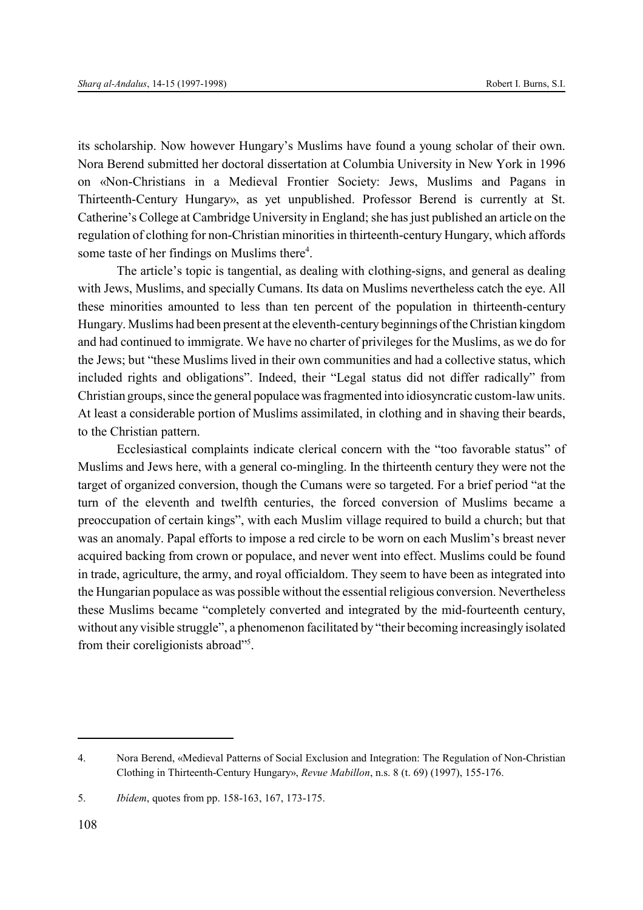its scholarship. Now however Hungary's Muslims have found a young scholar of their own. Nora Berend submitted her doctoral dissertation at Columbia University in New York in 1996 on «Non-Christians in a Medieval Frontier Society: Jews, Muslims and Pagans in Thirteenth-Century Hungary», as yet unpublished. Professor Berend is currently at St. Catherine's College at Cambridge University in England; she has just published an article on the regulation of clothing for non-Christian minorities in thirteenth-century Hungary, which affords some taste of her findings on Muslims there[4].

The article's topic is tangential, as dealing with clothing-signs, and general as dealing with Jews, Muslims, and specially Cumans. Its data on Muslims nevertheless catch the eye. All these minorities amounted to less than ten percent of the population in thirteenth-century Hungary. Muslims had been present at the eleventh-century beginnings of the Christian kingdom and had continued to immigrate. We have no charter of privileges for the Muslims, as we do for the Jews; but "these Muslims lived in their own communities and had a collective status, which included rights and obligations". Indeed, their "Legal status did not differ radically" from Christian groups, since the general populace was fragmented into idiosyncratic custom-law units. At least a considerable portion of Muslims assimilated, in clothing and in shaving their beards, to the Christian pattern.

Ecclesiastical complaints indicate clerical concern with the "too favorable status" of Muslims and Jews here, with a general co-mingling. In the thirteenth century they were not the target of organized conversion, though the Cumans were so targeted. For a brief period "at the turn of the eleventh and twelfth centuries, the forced conversion of Muslims became a preoccupation of certain kings", with each Muslim village required to build a church; but that was an anomaly. Papal efforts to impose a red circle to be worn on each Muslim's breast never acquired backing from crown or populace, and never went into effect. Muslims could be found in trade, agriculture, the army, and royal officialdom. They seem to have been as integrated into the Hungarian populace as was possible without the essential religious conversion. Nevertheless these Muslims became "completely converted and integrated by the mid-fourteenth century, without any visible struggle", a phenomenon facilitated by "their becoming increasingly isolated from their coreligionists abroad"[5].

---

4. Nora Berend, «Medieval Patterns of Social Exclusion and Integration: The Regulation of Non-Christian Clothing in Thirteenth-Century Hungary», *Revue Mabillon*, n.s. 8 (t. 69) (1997), 155-176.

5. *Ibídem*, quotes from pp. 158-163, 167, 173-175.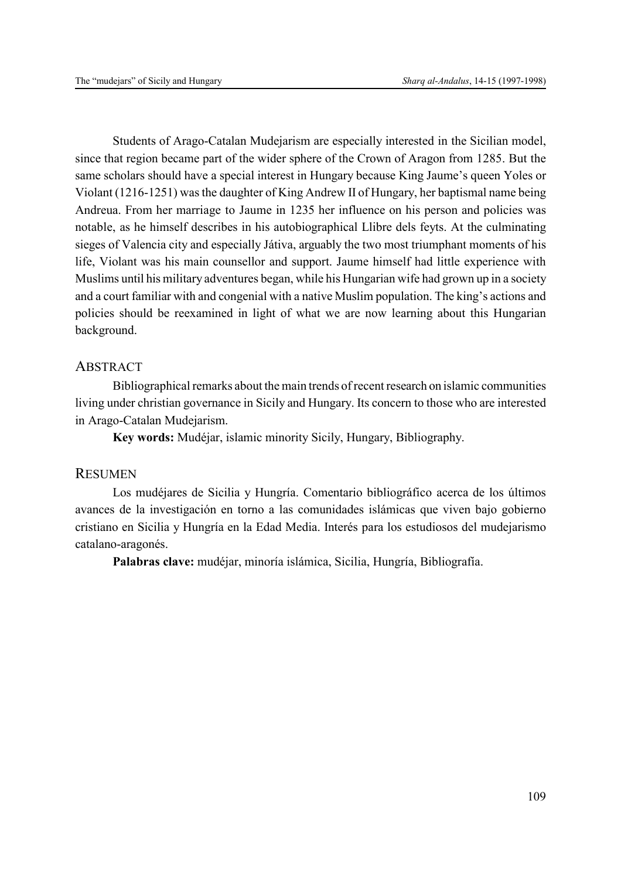Students of Arago-Catalan Mudejarism are especially interested in the Sicilian model, since that region became part of the wider sphere of the Crown of Aragon from 1285. But the same scholars should have a special interest in Hungary because King Jaume's queen Yoles or Violant (1216-1251) was the daughter of King Andrew II of Hungary, her baptismal name being Andreua. From her marriage to Jaume in 1235 her influence on his person and policies was notable, as he himself describes in his autobiographical Llibre dels feyts. At the culminating sieges of Valencia city and especially Játiva, arguably the two most triumphant moments of his life, Violant was his main counsellor and support. Jaume himself had little experience with Muslims until his military adventures began, while his Hungarian wife had grown up in a society and a court familiar with and congenial with a native Muslim population. The king's actions and policies should be reexamined in light of what we are now learning about this Hungarian background.

## ABSTRACT

Bibliographical remarks about the main trends of recent research on islamic communities living under christian governance in Sicily and Hungary. Its concern to those who are interested in Arago-Catalan Mudejarism.

**Key words:** Mudéjar, islamic minority Sicily, Hungary, Bibliography.

## RESUMEN

Los mudéjares de Sicilia y Hungría. Comentario bibliográfico acerca de los últimos avances de la investigación en torno a las comunidades islámicas que viven bajo gobierno cristiano en Sicilia y Hungría en la Edad Media. Interés para los estudiosos del mudejarismo catalano-aragonés.

**Palabras clave:** mudéjar, minoría islámica, Sicilia, Hungría, Bibliografía.